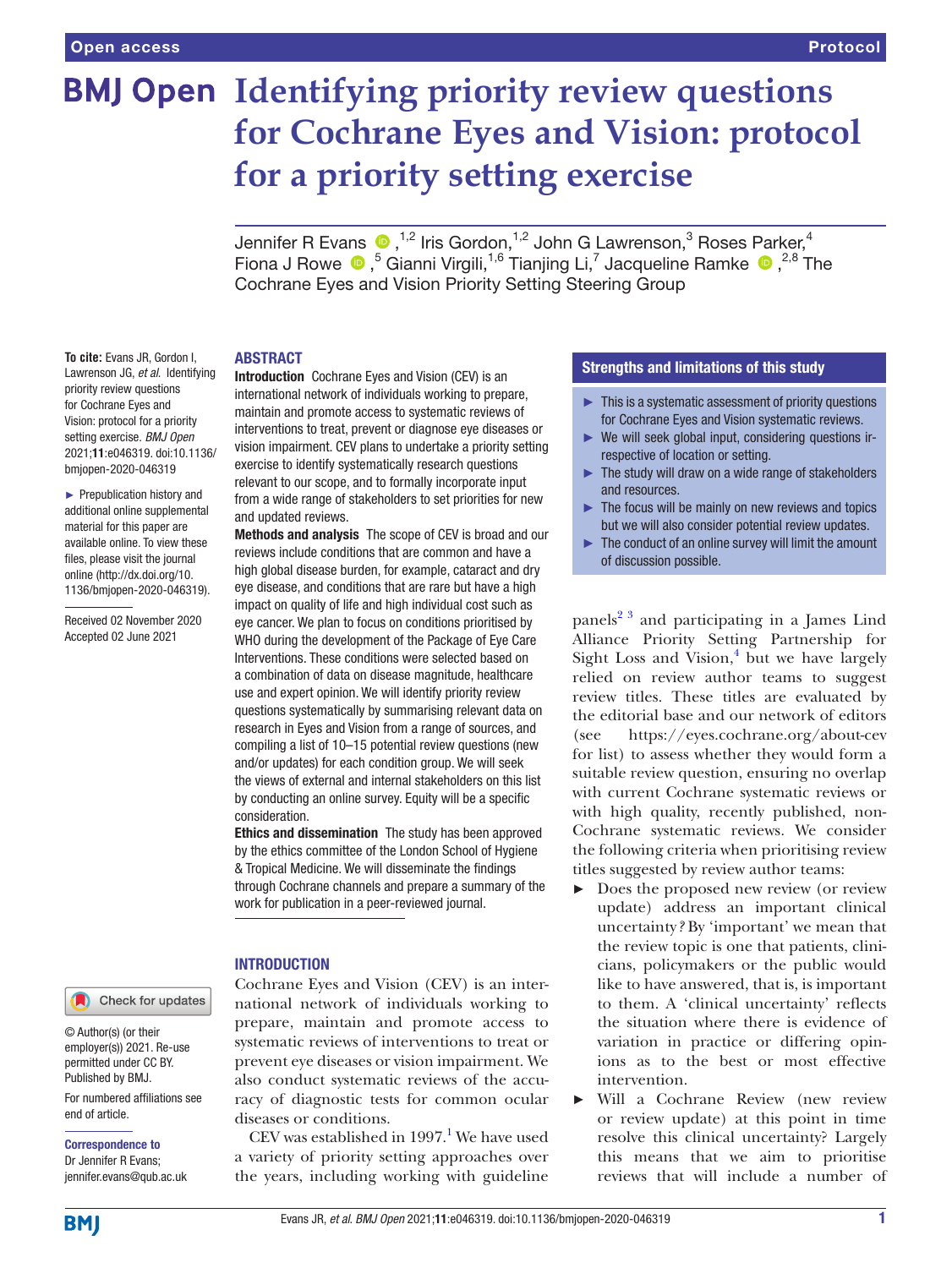# Identifying priority review questions for Cochrane Eyes and Vision: protocol for a priority setting exercise

Jennifer R Evans [1,2] Iris Gordon,[1,2] John G Lawrenson,[3] Roses Parker,[4] Fiona J Rowe [5] Gianni Virgili,[1,6] Tianjing Li,[7] Jacqueline Ramke [2,8] The Cochrane Eyes and Vision Priority Setting Steering Group

**To cite:** Evans JR, Gordon I, Lawrenson JG, *et al*. Identifying priority review questions for Cochrane Eyes and Vision: protocol for a priority setting exercise. *BMJ Open* 2021;**11**:e046319. doi:10.1136/bmjopen-2020-046319

► Prepublication history and additional online supplemental material for this paper are available online. To view these files, please visit the journal online (http://dx.doi.org/10.1136/bmjopen-2020-046319).

Received 02 November 2020
Accepted 02 June 2021

© Author(s) (or their employer(s)) 2021. Re-use permitted under CC BY. Published by BMJ.

For numbered affiliations see end of article.

**Correspondence to**
Dr Jennifer R Evans; jennifer.evans@qub.ac.uk

## ABSTRACT

**Introduction** Cochrane Eyes and Vision (CEV) is an international network of individuals working to prepare, maintain and promote access to systematic reviews of interventions to treat, prevent or diagnose eye diseases or vision impairment. CEV plans to undertake a priority setting exercise to identify systematically research questions relevant to our scope, and to formally incorporate input from a wide range of stakeholders to set priorities for new and updated reviews.

**Methods and analysis** The scope of CEV is broad and our reviews include conditions that are common and have a high global disease burden, for example, cataract and dry eye disease, and conditions that are rare but have a high impact on quality of life and high individual cost such as eye cancer. We plan to focus on conditions prioritised by WHO during the development of the Package of Eye Care Interventions. These conditions were selected based on a combination of data on disease magnitude, healthcare use and expert opinion. We will identify priority review questions systematically by summarising relevant data on research in Eyes and Vision from a range of sources, and compiling a list of 10–15 potential review questions (new and/or updates) for each condition group. We will seek the views of external and internal stakeholders on this list by conducting an online survey. Equity will be a specific consideration.

**Ethics and dissemination** The study has been approved by the ethics committee of the London School of Hygiene & Tropical Medicine. We will disseminate the findings through Cochrane channels and prepare a summary of the work for publication in a peer-reviewed journal.

### Strengths and limitations of this study

- ► This is a systematic assessment of priority questions for Cochrane Eyes and Vision systematic reviews.
- ► We will seek global input, considering questions irrespective of location or setting.
- ► The study will draw on a wide range of stakeholders and resources.
- ► The focus will be mainly on new reviews and topics but we will also consider potential review updates.
- ► The conduct of an online survey will limit the amount of discussion possible.

## INTRODUCTION

Cochrane Eyes and Vision (CEV) is an international network of individuals working to prepare, maintain and promote access to systematic reviews of interventions to treat or prevent eye diseases or vision impairment. We also conduct systematic reviews of the accuracy of diagnostic tests for common ocular diseases or conditions.

CEV was established in 1997.[1] We have used a variety of priority setting approaches over the years, including working with guideline panels[2,3] and participating in a James Lind Alliance Priority Setting Partnership for Sight Loss and Vision,[4] but we have largely relied on review author teams to suggest review titles. These titles are evaluated by the editorial base and our network of editors (see https://eyes.cochrane.org/about-cev for list) to assess whether they would form a suitable review question, ensuring no overlap with current Cochrane systematic reviews or with high quality, recently published, non-Cochrane systematic reviews. We consider the following criteria when prioritising review titles suggested by review author teams:

- ► Does the proposed new review (or review update) address an important clinical uncertainty? By 'important' we mean that the review topic is one that patients, clinicians, policymakers or the public would like to have answered, that is, is important to them. A 'clinical uncertainty' reflects the situation where there is evidence of variation in practice or differing opinions as to the best or most effective intervention.
- ► Will a Cochrane Review (new review or review update) at this point in time resolve this clinical uncertainty? Largely this means that we aim to prioritise reviews that will include a number of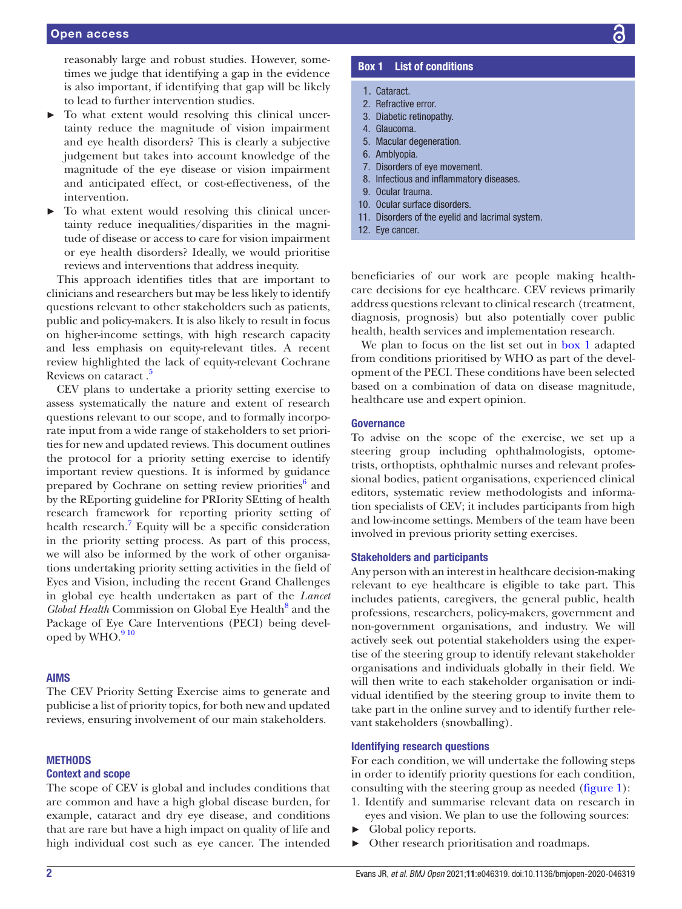reasonably large and robust studies. However, sometimes we judge that identifying a gap in the evidence is also important, if identifying that gap will be likely to lead to further intervention studies.

- To what extent would resolving this clinical uncertainty reduce the magnitude of vision impairment and eye health disorders? This is clearly a subjective judgement but takes into account knowledge of the magnitude of the eye disease or vision impairment and anticipated effect, or cost-effectiveness, of the intervention.
- To what extent would resolving this clinical uncertainty reduce inequalities/disparities in the magnitude of disease or access to care for vision impairment or eye health disorders? Ideally, we would prioritise reviews and interventions that address inequity.

This approach identifies titles that are important to clinicians and researchers but may be less likely to identify questions relevant to other stakeholders such as patients, public and policy-makers. It is also likely to result in focus on higher-income settings, with high research capacity and less emphasis on equity-relevant titles. A recent review highlighted the lack of equity-relevant Cochrane Reviews on cataract .[5]

CEV plans to undertake a priority setting exercise to assess systematically the nature and extent of research questions relevant to our scope, and to formally incorporate input from a wide range of stakeholders to set priorities for new and updated reviews. This document outlines the protocol for a priority setting exercise to identify important review questions. It is informed by guidance prepared by Cochrane on setting review priorities[6] and by the REporting guideline for PRIority SEtting of health research framework for reporting priority setting of health research.[7] Equity will be a specific consideration in the priority setting process. As part of this process, we will also be informed by the work of other organisations undertaking priority setting activities in the field of Eyes and Vision, including the recent Grand Challenges in global eye health undertaken as part of the *Lancet Global Health* Commission on Global Eye Health[8] and the Package of Eye Care Interventions (PECI) being developed by WHO.[9,10]

## AIMS

The CEV Priority Setting Exercise aims to generate and publicise a list of priority topics, for both new and updated reviews, ensuring involvement of our main stakeholders.

## METHODS

### Context and scope

The scope of CEV is global and includes conditions that are common and have a high global disease burden, for example, cataract and dry eye disease, and conditions that are rare but have a high impact on quality of life and high individual cost such as eye cancer. The intended beneficiaries of our work are people making healthcare decisions for eye healthcare. CEV reviews primarily address questions relevant to clinical research (treatment, diagnosis, prognosis) but also potentially cover public health, health services and implementation research.

We plan to focus on the list set out in box 1 adapted from conditions prioritised by WHO as part of the development of the PECI. These conditions have been selected based on a combination of data on disease magnitude, healthcare use and expert opinion.

**Box 1 List of conditions**

1. Cataract.
2. Refractive error.
3. Diabetic retinopathy.
4. Glaucoma.
5. Macular degeneration.
6. Amblyopia.
7. Disorders of eye movement.
8. Infectious and inflammatory diseases.
9. Ocular trauma.
10. Ocular surface disorders.
11. Disorders of the eyelid and lacrimal system.
12. Eye cancer.

### Governance

To advise on the scope of the exercise, we set up a steering group including ophthalmologists, optometrists, orthoptists, ophthalmic nurses and relevant professional bodies, patient organisations, experienced clinical editors, systematic review methodologists and information specialists of CEV; it includes participants from high and low-income settings. Members of the team have been involved in previous priority setting exercises.

### Stakeholders and participants

Any person with an interest in healthcare decision-making relevant to eye healthcare is eligible to take part. This includes patients, caregivers, the general public, health professions, researchers, policy-makers, government and non-government organisations, and industry. We will actively seek out potential stakeholders using the expertise of the steering group to identify relevant stakeholder organisations and individuals globally in their field. We will then write to each stakeholder organisation or individual identified by the steering group to invite them to take part in the online survey and to identify further relevant stakeholders (snowballing).

### Identifying research questions

For each condition, we will undertake the following steps in order to identify priority questions for each condition, consulting with the steering group as needed (figure 1):

1. Identify and summarise relevant data on research in eyes and vision. We plan to use the following sources:

- Global policy reports.
- Other research prioritisation and roadmaps.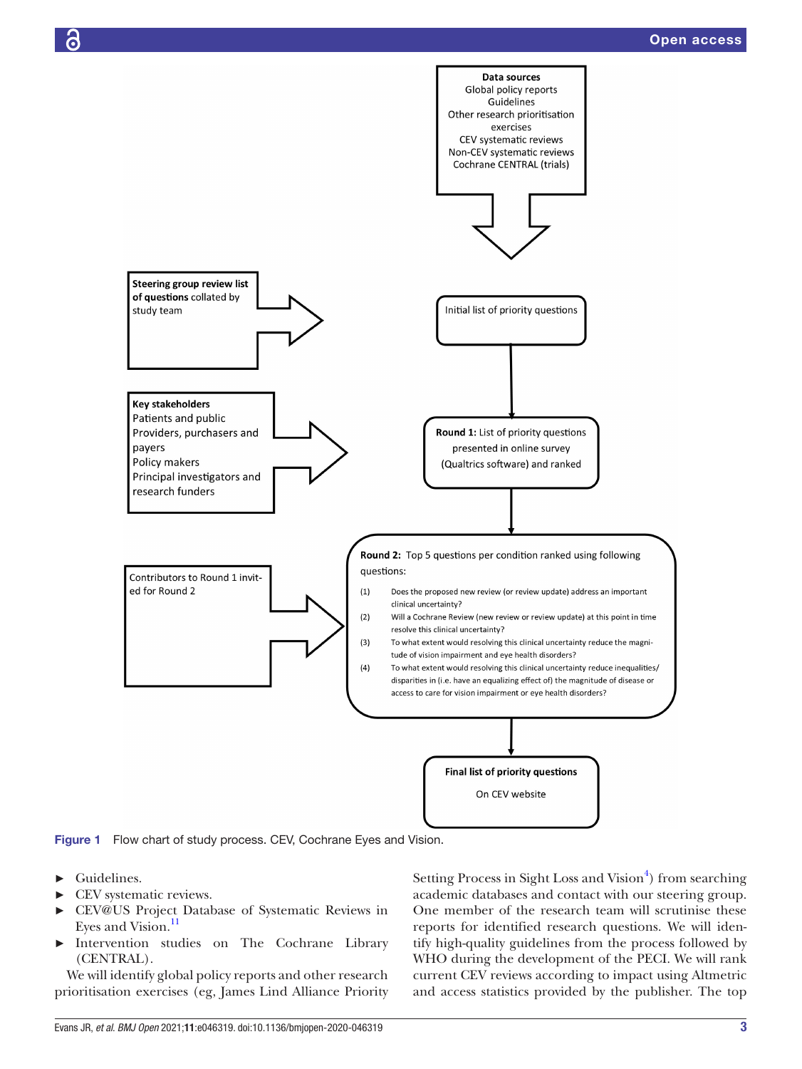Data sources
Global policy reports
Guidelines
Other research prioritisation exercises
CEV systematic reviews
Non-CEV systematic reviews
Cochrane CENTRAL (trials)

**Steering group review list of questions** collated by study team

Initial list of priority questions

**Key stakeholders**
Patients and public
Providers, purchasers and payers
Policy makers
Principal investigators and research funders

**Round 1:** List of priority questions presented in online survey (Qualtrics software) and ranked

Contributors to Round 1 invited for Round 2

**Round 2:** Top 5 questions per condition ranked using following questions:

(1) Does the proposed new review (or review update) address an important clinical uncertainty?
(2) Will a Cochrane Review (new review or review update) at this point in time resolve this clinical uncertainty?
(3) To what extent would resolving this clinical uncertainty reduce the magnitude of vision impairment and eye health disorders?
(4) To what extent would resolving this clinical uncertainty reduce inequalities/disparities in (i.e. have an equalizing effect of) the magnitude of disease or access to care for vision impairment or eye health disorders?

**Final list of priority questions**
On CEV website

Figure 1 Flow chart of study process. CEV, Cochrane Eyes and Vision.

- Guidelines.
- CEV systematic reviews.
- CEV@US Project Database of Systematic Reviews in Eyes and Vision.[11]
- Intervention studies on The Cochrane Library (CENTRAL).

We will identify global policy reports and other research prioritisation exercises (eg, James Lind Alliance Priority Setting Process in Sight Loss and Vision[4]) from searching academic databases and contact with our steering group. One member of the research team will scrutinise these reports for identified research questions. We will identify high-quality guidelines from the process followed by WHO during the development of the PECI. We will rank current CEV reviews according to impact using Altmetric and access statistics provided by the publisher. The top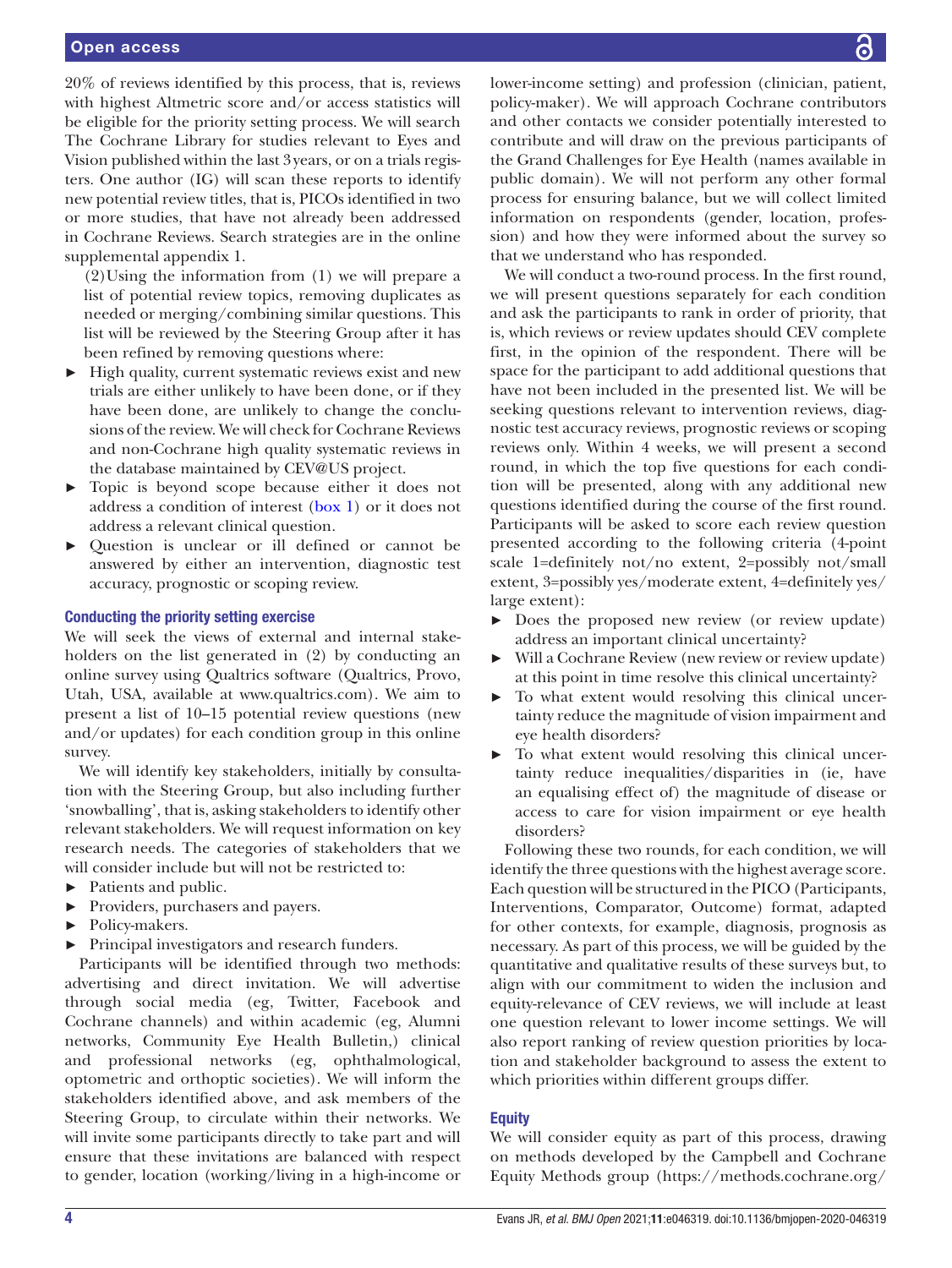20% of reviews identified by this process, that is, reviews with highest Altmetric score and/or access statistics will be eligible for the priority setting process. We will search The Cochrane Library for studies relevant to Eyes and Vision published within the last 3 years, or on a trials register. One author (IG) will scan these reports to identify new potential review titles, that is, PICOs identified in two or more studies, that have not already been addressed in Cochrane Reviews. Search strategies are in the online supplemental appendix 1.

(2) Using the information from (1) we will prepare a list of potential review topics, removing duplicates as needed or merging/combining similar questions. This list will be reviewed by the Steering Group after it has been refined by removing questions where:

- High quality, current systematic reviews exist and new trials are either unlikely to have been done, or if they have been done, are unlikely to change the conclusions of the review. We will check for Cochrane Reviews and non-Cochrane high quality systematic reviews in the database maintained by CEV@US project.
- Topic is beyond scope because either it does not address a condition of interest (box 1) or it does not address a relevant clinical question.
- Question is unclear or ill defined or cannot be answered by either an intervention, diagnostic test accuracy, prognostic or scoping review.

### Conducting the priority setting exercise

We will seek the views of external and internal stakeholders on the list generated in (2) by conducting an online survey using Qualtrics software (Qualtrics, Provo, Utah, USA, available at www.qualtrics.com). We aim to present a list of 10–15 potential review questions (new and/or updates) for each condition group in this online survey.

We will identify key stakeholders, initially by consultation with the Steering Group, but also including further 'snowballing', that is, asking stakeholders to identify other relevant stakeholders. We will request information on key research needs. The categories of stakeholders that we will consider include but will not be restricted to:

- Patients and public.
- Providers, purchasers and payers.
- Policy-makers.
- Principal investigators and research funders.

Participants will be identified through two methods: advertising and direct invitation. We will advertise through social media (eg, Twitter, Facebook and Cochrane channels) and within academic (eg, Alumni networks, Community Eye Health Bulletin,) clinical and professional networks (eg, ophthalmological, optometric and orthoptic societies). We will inform the stakeholders identified above, and ask members of the Steering Group, to circulate within their networks. We will invite some participants directly to take part and will ensure that these invitations are balanced with respect to gender, location (working/living in a high-income or lower-income setting) and profession (clinician, patient, policy-maker). We will approach Cochrane contributors and other contacts we consider potentially interested to contribute and will draw on the previous participants of the Grand Challenges for Eye Health (names available in public domain). We will not perform any other formal process for ensuring balance, but we will collect limited information on respondents (gender, location, profession) and how they were informed about the survey so that we understand who has responded.

We will conduct a two-round process. In the first round, we will present questions separately for each condition and ask the participants to rank in order of priority, that is, which reviews or review updates should CEV complete first, in the opinion of the respondent. There will be space for the participant to add additional questions that have not been included in the presented list. We will be seeking questions relevant to intervention reviews, diagnostic test accuracy reviews, prognostic reviews or scoping reviews only. Within 4 weeks, we will present a second round, in which the top five questions for each condition will be presented, along with any additional new questions identified during the course of the first round. Participants will be asked to score each review question presented according to the following criteria (4-point scale 1=definitely not/no extent, 2=possibly not/small extent, 3=possibly yes/moderate extent, 4=definitely yes/large extent):

- Does the proposed new review (or review update) address an important clinical uncertainty?
- Will a Cochrane Review (new review or review update) at this point in time resolve this clinical uncertainty?
- To what extent would resolving this clinical uncertainty reduce the magnitude of vision impairment and eye health disorders?
- To what extent would resolving this clinical uncertainty reduce inequalities/disparities in (ie, have an equalising effect of) the magnitude of disease or access to care for vision impairment or eye health disorders?

Following these two rounds, for each condition, we will identify the three questions with the highest average score. Each question will be structured in the PICO (Participants, Interventions, Comparator, Outcome) format, adapted for other contexts, for example, diagnosis, prognosis as necessary. As part of this process, we will be guided by the quantitative and qualitative results of these surveys but, to align with our commitment to widen the inclusion and equity-relevance of CEV reviews, we will include at least one question relevant to lower income settings. We will also report ranking of review question priorities by location and stakeholder background to assess the extent to which priorities within different groups differ.

### Equity

We will consider equity as part of this process, drawing on methods developed by the Campbell and Cochrane Equity Methods group (https://methods.cochrane.org/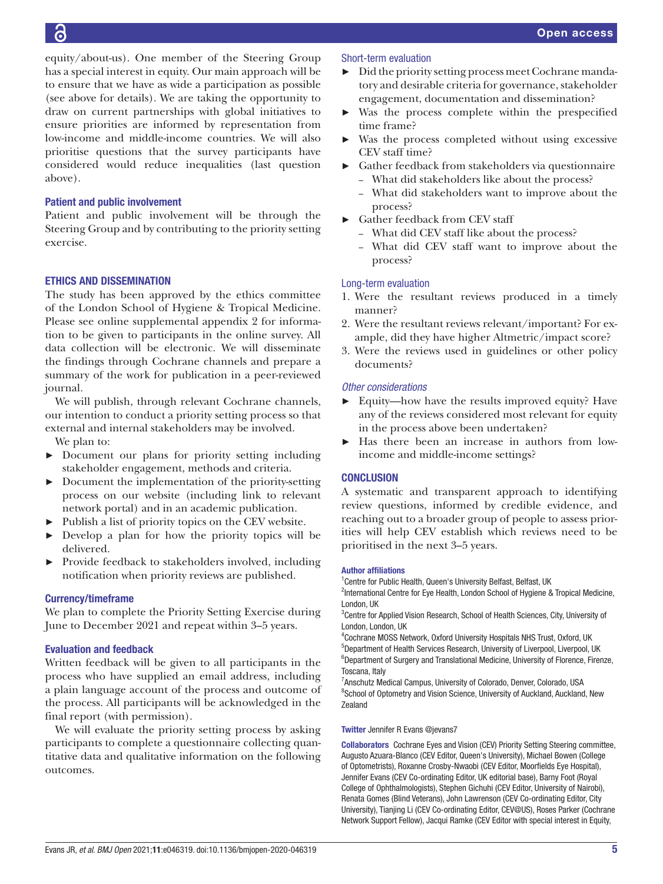equity/about-us). One member of the Steering Group has a special interest in equity. Our main approach will be to ensure that we have as wide a participation as possible (see above for details). We are taking the opportunity to draw on current partnerships with global initiatives to ensure priorities are informed by representation from low-income and middle-income countries. We will also prioritise questions that the survey participants have considered would reduce inequalities (last question above).

### Patient and public involvement

Patient and public involvement will be through the Steering Group and by contributing to the priority setting exercise.

## ETHICS AND DISSEMINATION

The study has been approved by the ethics committee of the London School of Hygiene & Tropical Medicine. Please see online supplemental appendix 2 for information to be given to participants in the online survey. All data collection will be electronic. We will disseminate the findings through Cochrane channels and prepare a summary of the work for publication in a peer-reviewed journal.

We will publish, through relevant Cochrane channels, our intention to conduct a priority setting process so that external and internal stakeholders may be involved.

We plan to:

- Document our plans for priority setting including stakeholder engagement, methods and criteria.
- Document the implementation of the priority-setting process on our website (including link to relevant network portal) and in an academic publication.
- Publish a list of priority topics on the CEV website.
- Develop a plan for how the priority topics will be delivered.
- Provide feedback to stakeholders involved, including notification when priority reviews are published.

### Currency/timeframe

We plan to complete the Priority Setting Exercise during June to December 2021 and repeat within 3–5 years.

### Evaluation and feedback

Written feedback will be given to all participants in the process who have supplied an email address, including a plain language account of the process and outcome of the process. All participants will be acknowledged in the final report (with permission).

We will evaluate the priority setting process by asking participants to complete a questionnaire collecting quantitative data and qualitative information on the following outcomes.

#### Short-term evaluation

- Did the priority setting process meet Cochrane mandatory and desirable criteria for governance, stakeholder engagement, documentation and dissemination?
- Was the process complete within the prespecified time frame?
- Was the process completed without using excessive CEV staff time?
- Gather feedback from stakeholders via questionnaire
  - What did stakeholders like about the process?
  - What did stakeholders want to improve about the process?
- Gather feedback from CEV staff
  - What did CEV staff like about the process?
  - What did CEV staff want to improve about the process?

#### Long-term evaluation

1. Were the resultant reviews produced in a timely manner?
2. Were the resultant reviews relevant/important? For example, did they have higher Altmetric/impact score?
3. Were the reviews used in guidelines or other policy documents?

#### *Other considerations*

- Equity—how have the results improved equity? Have any of the reviews considered most relevant for equity in the process above been undertaken?
- Has there been an increase in authors from low-income and middle-income settings?

## CONCLUSION

A systematic and transparent approach to identifying review questions, informed by credible evidence, and reaching out to a broader group of people to assess priorities will help CEV establish which reviews need to be prioritised in the next 3–5 years.

**Author affiliations**

[1]Centre for Public Health, Queen's University Belfast, Belfast, UK
[2]International Centre for Eye Health, London School of Hygiene & Tropical Medicine, London, UK
[3]Centre for Applied Vision Research, School of Health Sciences, City, University of London, London, UK
[4]Cochrane MOSS Network, Oxford University Hospitals NHS Trust, Oxford, UK
[5]Department of Health Services Research, University of Liverpool, Liverpool, UK
[6]Department of Surgery and Translational Medicine, University of Florence, Firenze, Toscana, Italy
[7]Anschutz Medical Campus, University of Colorado, Denver, Colorado, USA
[8]School of Optometry and Vision Science, University of Auckland, Auckland, New Zealand

**Twitter** Jennifer R Evans @jevans7

**Collaborators** Cochrane Eyes and Vision (CEV) Priority Setting Steering committee, Augusto Azuara-Blanco (CEV Editor, Queen's University), Michael Bowen (College of Optometrists), Roxanne Crosby-Nwaobi (CEV Editor, Moorfields Eye Hospital), Jennifer Evans (CEV Co-ordinating Editor, UK editorial base), Barny Foot (Royal College of Ophthalmologists), Stephen Gichuhi (CEV Editor, University of Nairobi), Renata Gomes (Blind Veterans), John Lawrenson (CEV Co-ordinating Editor, City University), Tianjing Li (CEV Co-ordinating Editor, CEV@US), Roses Parker (Cochrane Network Support Fellow), Jacqui Ramke (CEV Editor with special interest in Equity,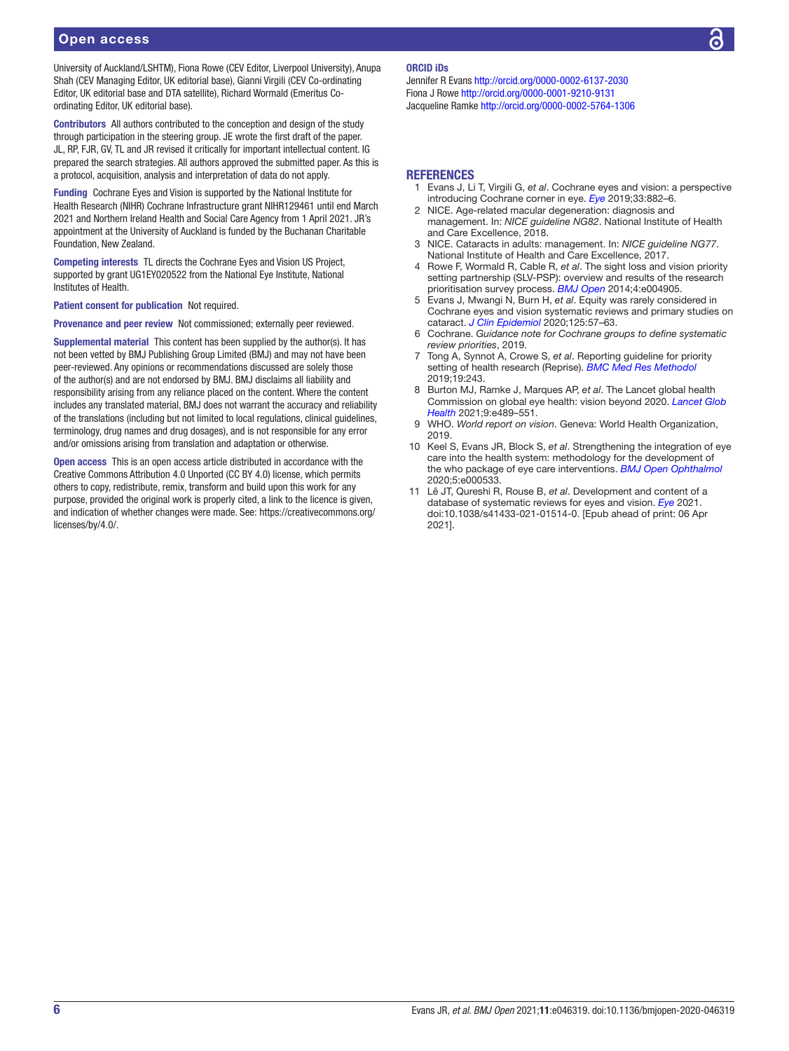University of Auckland/LSHTM), Fiona Rowe (CEV Editor, Liverpool University), Anupa Shah (CEV Managing Editor, UK editorial base), Gianni Virgili (CEV Co-ordinating Editor, UK editorial base and DTA satellite), Richard Wormald (Emeritus Co-ordinating Editor, UK editorial base).

**Contributors** All authors contributed to the conception and design of the study through participation in the steering group. JE wrote the first draft of the paper. JL, RP, FJR, GV, TL and JR revised it critically for important intellectual content. IG prepared the search strategies. All authors approved the submitted paper. As this is a protocol, acquisition, analysis and interpretation of data do not apply.

**Funding** Cochrane Eyes and Vision is supported by the National Institute for Health Research (NIHR) Cochrane Infrastructure grant NIHR129461 until end March 2021 and Northern Ireland Health and Social Care Agency from 1 April 2021. JR's appointment at the University of Auckland is funded by the Buchanan Charitable Foundation, New Zealand.

**Competing interests** TL directs the Cochrane Eyes and Vision US Project, supported by grant UG1EY020522 from the National Eye Institute, National Institutes of Health.

**Patient consent for publication** Not required.

**Provenance and peer review** Not commissioned; externally peer reviewed.

**Supplemental material** This content has been supplied by the author(s). It has not been vetted by BMJ Publishing Group Limited (BMJ) and may not have been peer-reviewed. Any opinions or recommendations discussed are solely those of the author(s) and are not endorsed by BMJ. BMJ disclaims all liability and responsibility arising from any reliance placed on the content. Where the content includes any translated material, BMJ does not warrant the accuracy and reliability of the translations (including but not limited to local regulations, clinical guidelines, terminology, drug names and drug dosages), and is not responsible for any error and/or omissions arising from translation and adaptation or otherwise.

**Open access** This is an open access article distributed in accordance with the Creative Commons Attribution 4.0 Unported (CC BY 4.0) license, which permits others to copy, redistribute, remix, transform and build upon this work for any purpose, provided the original work is properly cited, a link to the licence is given, and indication of whether changes were made. See: https://creativecommons.org/licenses/by/4.0/.

**ORCID iDs**

Jennifer R Evans http://orcid.org/0000-0002-6137-2030
Fiona J Rowe http://orcid.org/0000-0001-9210-9131
Jacqueline Ramke http://orcid.org/0000-0002-5764-1306

## REFERENCES

1. Evans J, Li T, Virgili G, *et al*. Cochrane eyes and vision: a perspective introducing Cochrane corner in eye. *Eye* 2019;33:882–6.
2. NICE. Age-related macular degeneration: diagnosis and management. In: *NICE guideline NG82*. National Institute of Health and Care Excellence, 2018.
3. NICE. Cataracts in adults: management. In: *NICE guideline NG77*. National Institute of Health and Care Excellence, 2017.
4. Rowe F, Wormald R, Cable R, *et al*. The sight loss and vision priority setting partnership (SLV-PSP): overview and results of the research prioritisation survey process. *BMJ Open* 2014;4:e004905.
5. Evans J, Mwangi N, Burn H, *et al*. Equity was rarely considered in Cochrane eyes and vision systematic reviews and primary studies on cataract. *J Clin Epidemiol* 2020;125:57–63.
6. Cochrane. *Guidance note for Cochrane groups to define systematic review priorities*, 2019.
7. Tong A, Synnot A, Crowe S, *et al*. Reporting guideline for priority setting of health research (Reprise). *BMC Med Res Methodol* 2019;19:243.
8. Burton MJ, Ramke J, Marques AP, *et al*. The Lancet global health Commission on global eye health: vision beyond 2020. *Lancet Glob Health* 2021;9:e489–551.
9. WHO. *World report on vision*. Geneva: World Health Organization, 2019.
10. Keel S, Evans JR, Block S, *et al*. Strengthening the integration of eye care into the health system: methodology for the development of the who package of eye care interventions. *BMJ Open Ophthalmol* 2020;5:e000533.
11. Lê JT, Qureshi R, Rouse B, *et al*. Development and content of a database of systematic reviews for eyes and vision. *Eye* 2021. doi:10.1038/s41433-021-01514-0. [Epub ahead of print: 06 Apr 2021].